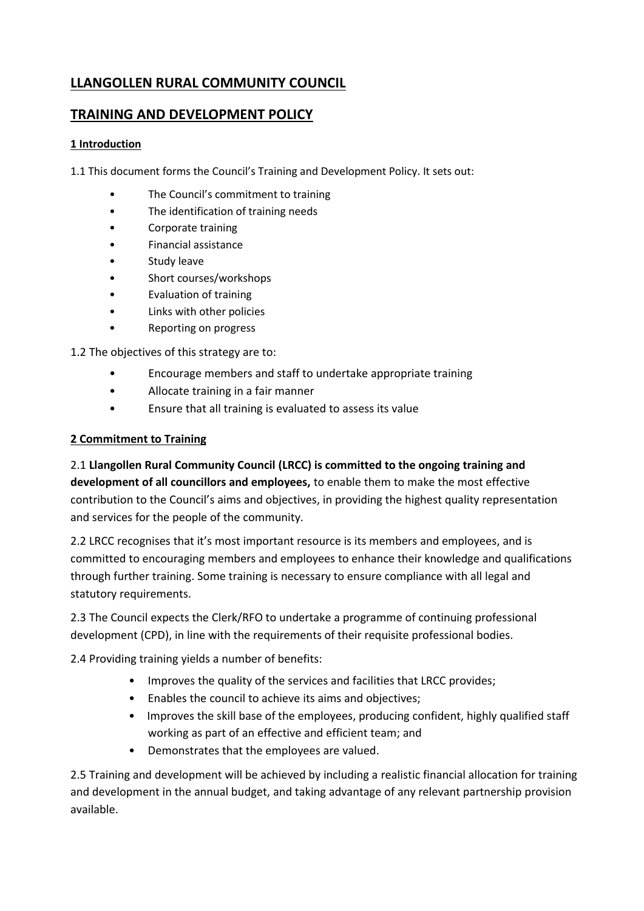# LLANGOLLEN RURAL COMMUNITY COUNCIL

# TRAINING AND DEVELOPMENT POLICY

### 1 Introduction

1.1 This document forms the Council's Training and Development Policy. It sets out:

- The Council's commitment to training
- The identification of training needs
- Corporate training
- Financial assistance
- Study leave
- Short courses/workshops
- Evaluation of training
- Links with other policies
- Reporting on progress

1.2 The objectives of this strategy are to:

- Encourage members and staff to undertake appropriate training
- Allocate training in a fair manner
- Ensure that all training is evaluated to assess its value

### 2 Commitment to Training

2.1 **Llangollen Rural Community Council (LRCC) is committed to the ongoing training and development of all councillors and employees,** to enable them to make the most effective contribution to the Council's aims and objectives, in providing the highest quality representation and services for the people of the community.

2.2 LRCC recognises that it's most important resource is its members and employees, and is committed to encouraging members and employees to enhance their knowledge and qualifications through further training. Some training is necessary to ensure compliance with all legal and statutory requirements.

2.3 The Council expects the Clerk/RFO to undertake a programme of continuing professional development (CPD), in line with the requirements of their requisite professional bodies.

2.4 Providing training yields a number of benefits:

- Improves the quality of the services and facilities that LRCC provides;
- Enables the council to achieve its aims and objectives;
- Improves the skill base of the employees, producing confident, highly qualified staff working as part of an effective and efficient team; and
- Demonstrates that the employees are valued.

2.5 Training and development will be achieved by including a realistic financial allocation for training and development in the annual budget, and taking advantage of any relevant partnership provision available.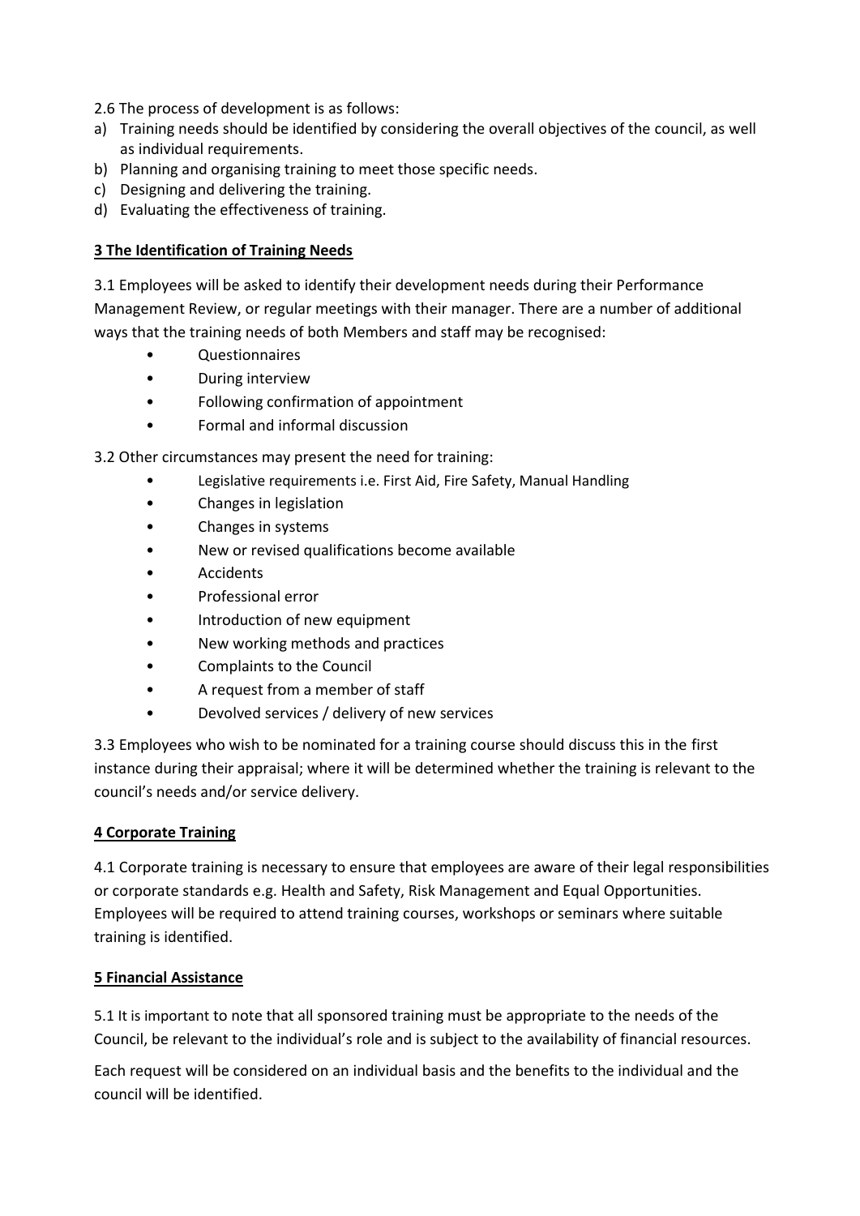2.6 The process of development is as follows:

a) Training needs should be identified by considering the overall objectives of the council, as well as individual requirements.
b) Planning and organising training to meet those specific needs.
c) Designing and delivering the training.
d) Evaluating the effectiveness of training.

## 3 The Identification of Training Needs

3.1 Employees will be asked to identify their development needs during their Performance Management Review, or regular meetings with their manager. There are a number of additional ways that the training needs of both Members and staff may be recognised:

- Questionnaires
- During interview
- Following confirmation of appointment
- Formal and informal discussion

3.2 Other circumstances may present the need for training:

- Legislative requirements i.e. First Aid, Fire Safety, Manual Handling
- Changes in legislation
- Changes in systems
- New or revised qualifications become available
- Accidents
- Professional error
- Introduction of new equipment
- New working methods and practices
- Complaints to the Council
- A request from a member of staff
- Devolved services / delivery of new services

3.3 Employees who wish to be nominated for a training course should discuss this in the first instance during their appraisal; where it will be determined whether the training is relevant to the council's needs and/or service delivery.

## 4 Corporate Training

4.1 Corporate training is necessary to ensure that employees are aware of their legal responsibilities or corporate standards e.g. Health and Safety, Risk Management and Equal Opportunities. Employees will be required to attend training courses, workshops or seminars where suitable training is identified.

## 5 Financial Assistance

5.1 It is important to note that all sponsored training must be appropriate to the needs of the Council, be relevant to the individual's role and is subject to the availability of financial resources.

Each request will be considered on an individual basis and the benefits to the individual and the council will be identified.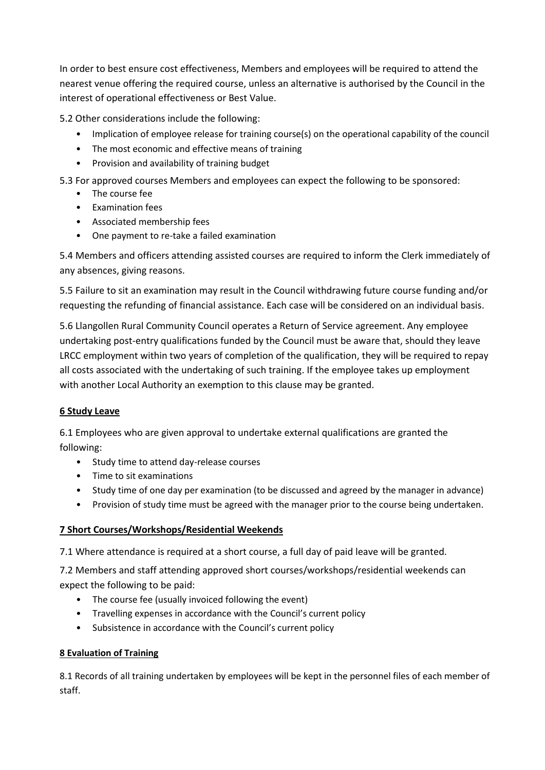In order to best ensure cost effectiveness, Members and employees will be required to attend the nearest venue offering the required course, unless an alternative is authorised by the Council in the interest of operational effectiveness or Best Value.

5.2 Other considerations include the following:

- Implication of employee release for training course(s) on the operational capability of the council
- The most economic and effective means of training
- Provision and availability of training budget

5.3 For approved courses Members and employees can expect the following to be sponsored:

- The course fee
- Examination fees
- Associated membership fees
- One payment to re-take a failed examination

5.4 Members and officers attending assisted courses are required to inform the Clerk immediately of any absences, giving reasons.

5.5 Failure to sit an examination may result in the Council withdrawing future course funding and/or requesting the refunding of financial assistance. Each case will be considered on an individual basis.

5.6 Llangollen Rural Community Council operates a Return of Service agreement. Any employee undertaking post-entry qualifications funded by the Council must be aware that, should they leave LRCC employment within two years of completion of the qualification, they will be required to repay all costs associated with the undertaking of such training. If the employee takes up employment with another Local Authority an exemption to this clause may be granted.

## 6 Study Leave

6.1 Employees who are given approval to undertake external qualifications are granted the following:

- Study time to attend day-release courses
- Time to sit examinations
- Study time of one day per examination (to be discussed and agreed by the manager in advance)
- Provision of study time must be agreed with the manager prior to the course being undertaken.

## 7 Short Courses/Workshops/Residential Weekends

7.1 Where attendance is required at a short course, a full day of paid leave will be granted.

7.2 Members and staff attending approved short courses/workshops/residential weekends can expect the following to be paid:

- The course fee (usually invoiced following the event)
- Travelling expenses in accordance with the Council's current policy
- Subsistence in accordance with the Council's current policy

## 8 Evaluation of Training

8.1 Records of all training undertaken by employees will be kept in the personnel files of each member of staff.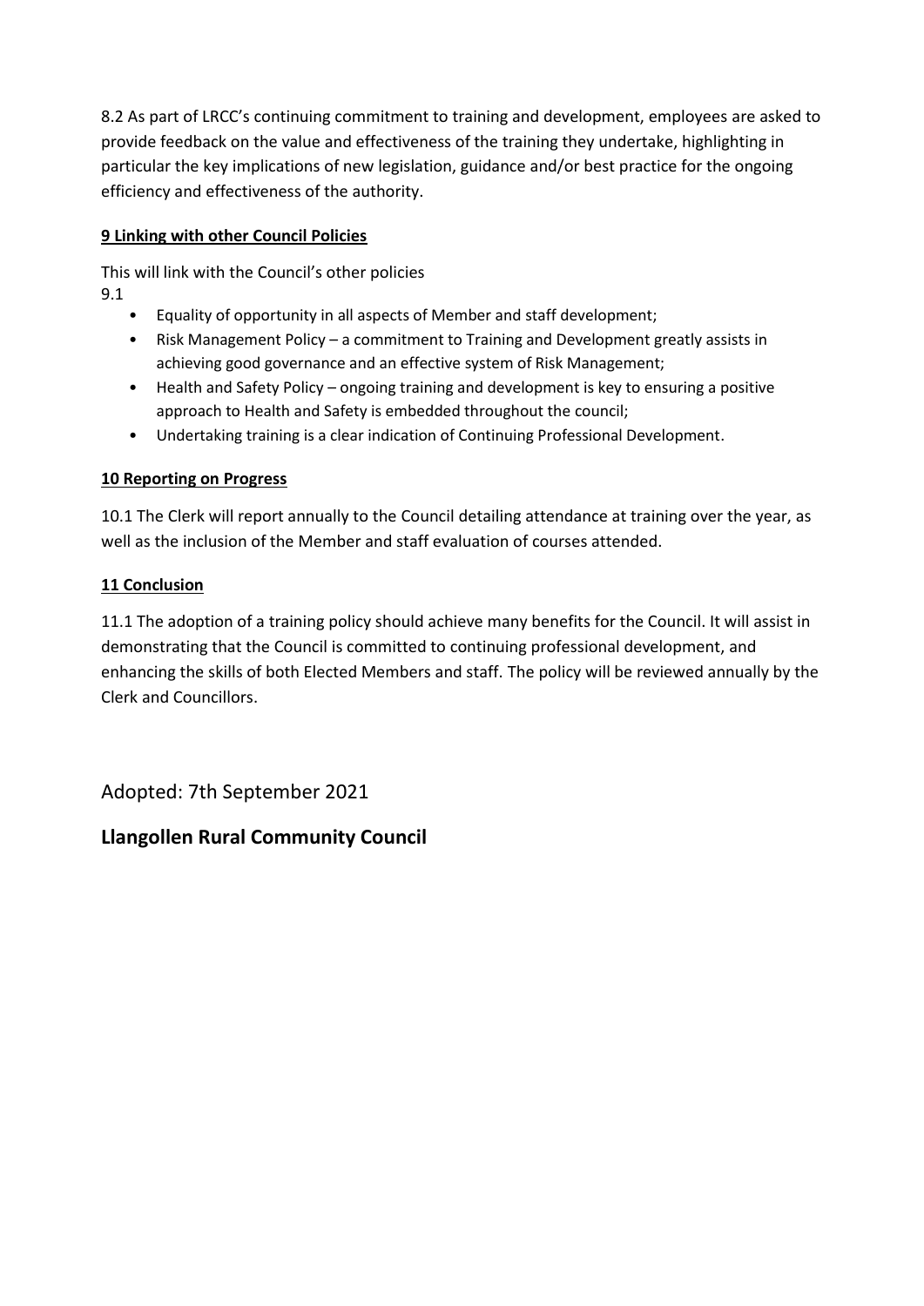8.2 As part of LRCC's continuing commitment to training and development, employees are asked to provide feedback on the value and effectiveness of the training they undertake, highlighting in particular the key implications of new legislation, guidance and/or best practice for the ongoing efficiency and effectiveness of the authority.

## 9 Linking with other Council Policies

This will link with the Council's other policies

9.1

- Equality of opportunity in all aspects of Member and staff development;
- Risk Management Policy – a commitment to Training and Development greatly assists in achieving good governance and an effective system of Risk Management;
- Health and Safety Policy – ongoing training and development is key to ensuring a positive approach to Health and Safety is embedded throughout the council;
- Undertaking training is a clear indication of Continuing Professional Development.

## 10 Reporting on Progress

10.1 The Clerk will report annually to the Council detailing attendance at training over the year, as well as the inclusion of the Member and staff evaluation of courses attended.

## 11 Conclusion

11.1 The adoption of a training policy should achieve many benefits for the Council. It will assist in demonstrating that the Council is committed to continuing professional development, and enhancing the skills of both Elected Members and staff. The policy will be reviewed annually by the Clerk and Councillors.

Adopted: 7th September 2021

**Llangollen Rural Community Council**